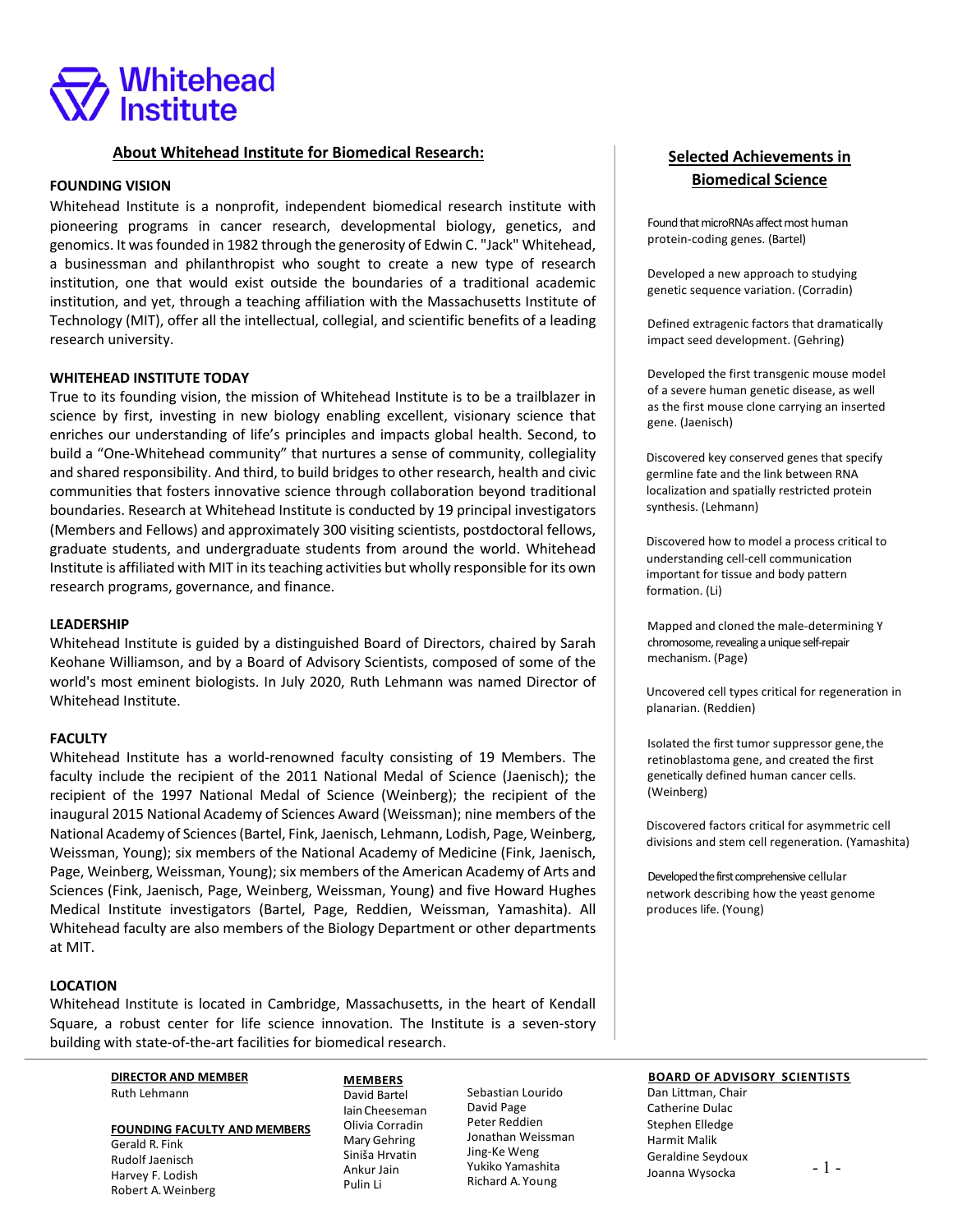# Whitehead Institute

## About Whitehead Institute for Biomedical Research:

**FOUNDING VISION**

Whitehead Institute is a nonprofit, independent biomedical research institute with pioneering programs in cancer research, developmental biology, genetics, and genomics. It was founded in 1982 through the generosity of Edwin C. "Jack" Whitehead, a businessman and philanthropist who sought to create a new type of research institution, one that would exist outside the boundaries of a traditional academic institution, and yet, through a teaching affiliation with the Massachusetts Institute of Technology (MIT), offer all the intellectual, collegial, and scientific benefits of a leading research university.

**WHITEHEAD INSTITUTE TODAY**

True to its founding vision, the mission of Whitehead Institute is to be a trailblazer in science by first, investing in new biology enabling excellent, visionary science that enriches our understanding of life's principles and impacts global health. Second, to build a "One-Whitehead community" that nurtures a sense of community, collegiality and shared responsibility. And third, to build bridges to other research, health and civic communities that fosters innovative science through collaboration beyond traditional boundaries. Research at Whitehead Institute is conducted by 19 principal investigators (Members and Fellows) and approximately 300 visiting scientists, postdoctoral fellows, graduate students, and undergraduate students from around the world. Whitehead Institute is affiliated with MIT in its teaching activities but wholly responsible for its own research programs, governance, and finance.

**LEADERSHIP**

Whitehead Institute is guided by a distinguished Board of Directors, chaired by Sarah Keohane Williamson, and by a Board of Advisory Scientists, composed of some of the world's most eminent biologists. In July 2020, Ruth Lehmann was named Director of Whitehead Institute.

**FACULTY**

Whitehead Institute has a world-renowned faculty consisting of 19 Members. The faculty include the recipient of the 2011 National Medal of Science (Jaenisch); the recipient of the 1997 National Medal of Science (Weinberg); the recipient of the inaugural 2015 National Academy of Sciences Award (Weissman); nine members of the National Academy of Sciences (Bartel, Fink, Jaenisch, Lehmann, Lodish, Page, Weinberg, Weissman, Young); six members of the National Academy of Medicine (Fink, Jaenisch, Page, Weinberg, Weissman, Young); six members of the American Academy of Arts and Sciences (Fink, Jaenisch, Page, Weinberg, Weissman, Young) and five Howard Hughes Medical Institute investigators (Bartel, Page, Reddien, Weissman, Yamashita). All Whitehead faculty are also members of the Biology Department or other departments at MIT.

**LOCATION**

Whitehead Institute is located in Cambridge, Massachusetts, in the heart of Kendall Square, a robust center for life science innovation. The Institute is a seven-story building with state-of-the-art facilities for biomedical research.

## Selected Achievements in Biomedical Science

Found that microRNAs affect most human protein-coding genes. (Bartel)

Developed a new approach to studying genetic sequence variation. (Corradin)

Defined extragenic factors that dramatically impact seed development. (Gehring)

Developed the first transgenic mouse model of a severe human genetic disease, as well as the first mouse clone carrying an inserted gene. (Jaenisch)

Discovered key conserved genes that specify germline fate and the link between RNA localization and spatially restricted protein synthesis. (Lehmann)

Discovered how to model a process critical to understanding cell-cell communication important for tissue and body pattern formation. (Li)

Mapped and cloned the male-determining Y chromosome, revealing a unique self-repair mechanism. (Page)

Uncovered cell types critical for regeneration in planarian. (Reddien)

Isolated the first tumor suppressor gene, the retinoblastoma gene, and created the first genetically defined human cancer cells. (Weinberg)

Discovered factors critical for asymmetric cell divisions and stem cell regeneration. (Yamashita)

Developed the first comprehensive cellular network describing how the yeast genome produces life. (Young)

---

**DIRECTOR AND MEMBER**

Ruth Lehmann

**FOUNDING FACULTY AND MEMBERS**

Gerald R. Fink
Rudolf Jaenisch
Harvey F. Lodish
Robert A. Weinberg

**MEMBERS**

David Bartel
Iain Cheeseman
Olivia Corradin
Mary Gehring
Siniša Hrvatin
Ankur Jain
Pulin Li
Sebastian Lourido
David Page
Peter Reddien
Jonathan Weissman
Jing-Ke Weng
Yukiko Yamashita
Richard A. Young

**BOARD OF ADVISORY SCIENTISTS**

Dan Littman, Chair
Catherine Dulac
Stephen Elledge
Harmit Malik
Geraldine Seydoux
Joanna Wysocka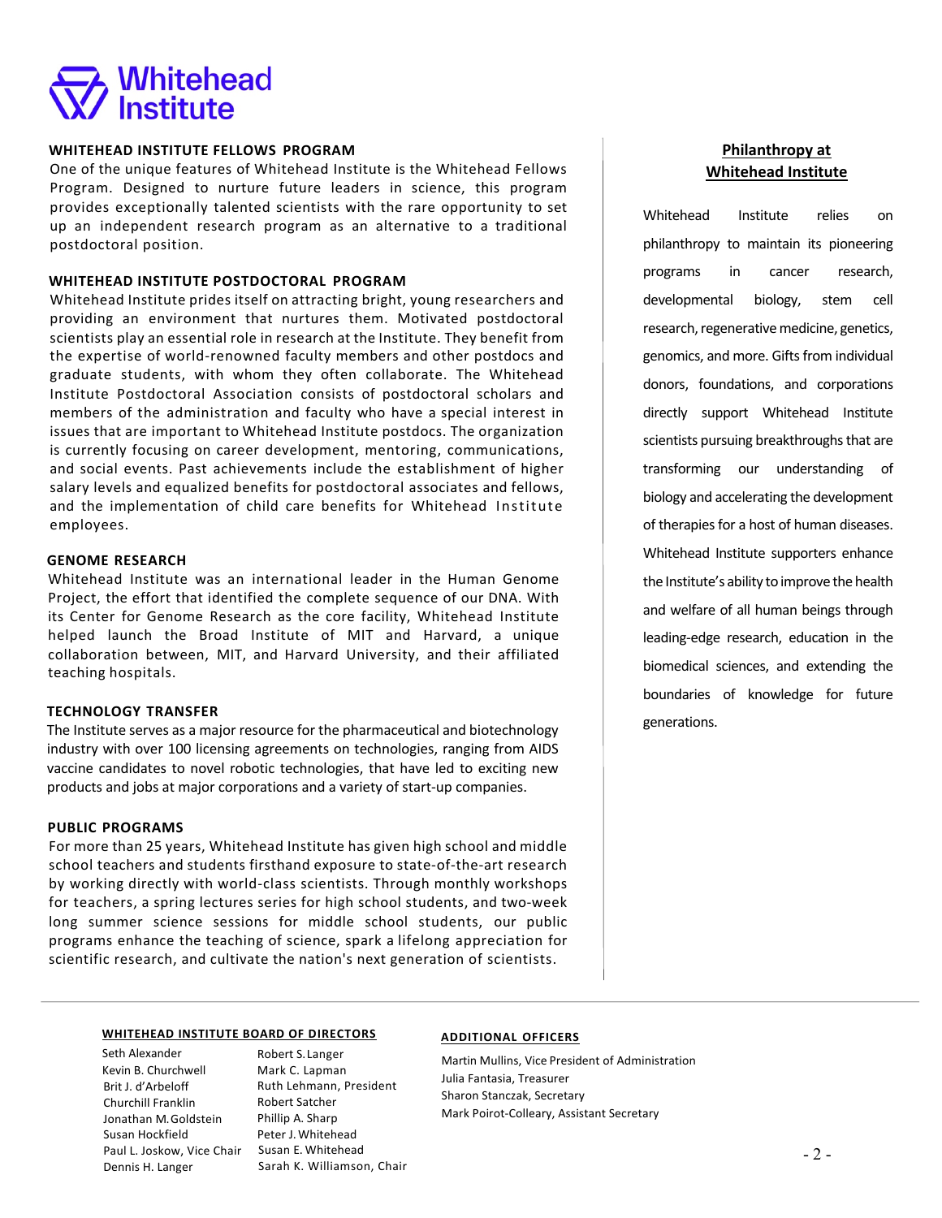# Whitehead Institute

## WHITEHEAD INSTITUTE FELLOWS PROGRAM

One of the unique features of Whitehead Institute is the Whitehead Fellows Program. Designed to nurture future leaders in science, this program provides exceptionally talented scientists with the rare opportunity to set up an independent research program as an alternative to a traditional postdoctoral position.

## WHITEHEAD INSTITUTE POSTDOCTORAL PROGRAM

Whitehead Institute prides itself on attracting bright, young researchers and providing an environment that nurtures them. Motivated postdoctoral scientists play an essential role in research at the Institute. They benefit from the expertise of world-renowned faculty members and other postdocs and graduate students, with whom they often collaborate. The Whitehead Institute Postdoctoral Association consists of postdoctoral scholars and members of the administration and faculty who have a special interest in issues that are important to Whitehead Institute postdocs. The organization is currently focusing on career development, mentoring, communications, and social events. Past achievements include the establishment of higher salary levels and equalized benefits for postdoctoral associates and fellows, and the implementation of child care benefits for Whitehead Institute employees.

## GENOME RESEARCH

Whitehead Institute was an international leader in the Human Genome Project, the effort that identified the complete sequence of our DNA. With its Center for Genome Research as the core facility, Whitehead Institute helped launch the Broad Institute of MIT and Harvard, a unique collaboration between, MIT, and Harvard University, and their affiliated teaching hospitals.

## TECHNOLOGY TRANSFER

The Institute serves as a major resource for the pharmaceutical and biotechnology industry with over 100 licensing agreements on technologies, ranging from AIDS vaccine candidates to novel robotic technologies, that have led to exciting new products and jobs at major corporations and a variety of start-up companies.

## PUBLIC PROGRAMS

For more than 25 years, Whitehead Institute has given high school and middle school teachers and students firsthand exposure to state-of-the-art research by working directly with world-class scientists. Through monthly workshops for teachers, a spring lectures series for high school students, and two-week long summer science sessions for middle school students, our public programs enhance the teaching of science, spark a lifelong appreciation for scientific research, and cultivate the nation's next generation of scientists.

## Philanthropy at Whitehead Institute

Whitehead Institute relies on philanthropy to maintain its pioneering programs in cancer research, developmental biology, stem cell research, regenerative medicine, genetics, genomics, and more. Gifts from individual donors, foundations, and corporations directly support Whitehead Institute scientists pursuing breakthroughs that are transforming our understanding of biology and accelerating the development of therapies for a host of human diseases. Whitehead Institute supporters enhance the Institute's ability to improve the health and welfare of all human beings through leading-edge research, education in the biomedical sciences, and extending the boundaries of knowledge for future generations.

---

### WHITEHEAD INSTITUTE BOARD OF DIRECTORS

- Seth Alexander
- Kevin B. Churchwell
- Brit J. d'Arbeloff
- Churchill Franklin
- Jonathan M. Goldstein
- Susan Hockfield
- Paul L. Joskow, Vice Chair
- Dennis H. Langer
- Robert S. Langer
- Mark C. Lapman
- Ruth Lehmann, President
- Robert Satcher
- Phillip A. Sharp
- Peter J. Whitehead
- Susan E. Whitehead
- Sarah K. Williamson, Chair

### ADDITIONAL OFFICERS

- Martin Mullins, Vice President of Administration
- Julia Fantasia, Treasurer
- Sharon Stanczak, Secretary
- Mark Poirot-Colleary, Assistant Secretary